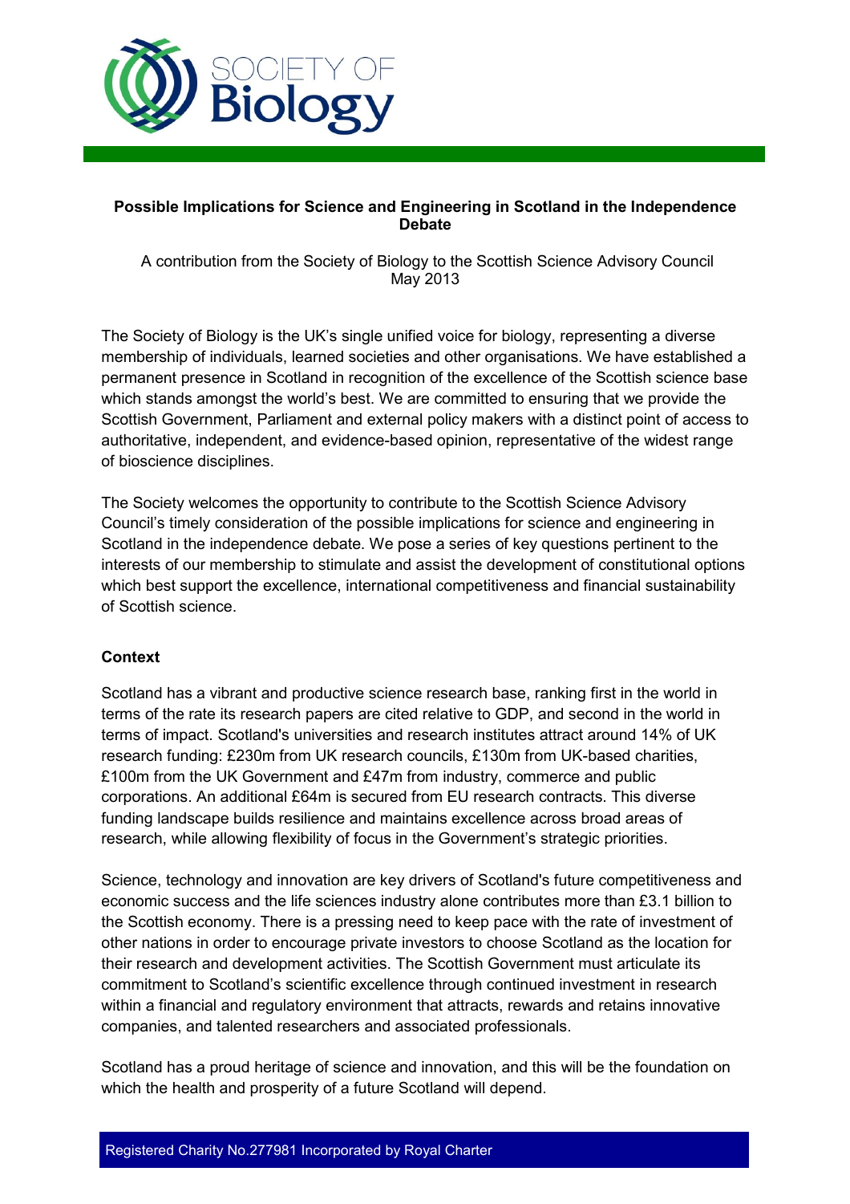SOCIETY OF Biology

**Possible Implications for Science and Engineering in Scotland in the Independence Debate**

A contribution from the Society of Biology to the Scottish Science Advisory Council
May 2013

The Society of Biology is the UK's single unified voice for biology, representing a diverse membership of individuals, learned societies and other organisations. We have established a permanent presence in Scotland in recognition of the excellence of the Scottish science base which stands amongst the world's best. We are committed to ensuring that we provide the Scottish Government, Parliament and external policy makers with a distinct point of access to authoritative, independent, and evidence-based opinion, representative of the widest range of bioscience disciplines.

The Society welcomes the opportunity to contribute to the Scottish Science Advisory Council's timely consideration of the possible implications for science and engineering in Scotland in the independence debate. We pose a series of key questions pertinent to the interests of our membership to stimulate and assist the development of constitutional options which best support the excellence, international competitiveness and financial sustainability of Scottish science.

**Context**

Scotland has a vibrant and productive science research base, ranking first in the world in terms of the rate its research papers are cited relative to GDP, and second in the world in terms of impact. Scotland's universities and research institutes attract around 14% of UK research funding: £230m from UK research councils, £130m from UK-based charities, £100m from the UK Government and £47m from industry, commerce and public corporations. An additional £64m is secured from EU research contracts. This diverse funding landscape builds resilience and maintains excellence across broad areas of research, while allowing flexibility of focus in the Government's strategic priorities.

Science, technology and innovation are key drivers of Scotland's future competitiveness and economic success and the life sciences industry alone contributes more than £3.1 billion to the Scottish economy. There is a pressing need to keep pace with the rate of investment of other nations in order to encourage private investors to choose Scotland as the location for their research and development activities. The Scottish Government must articulate its commitment to Scotland's scientific excellence through continued investment in research within a financial and regulatory environment that attracts, rewards and retains innovative companies, and talented researchers and associated professionals.

Scotland has a proud heritage of science and innovation, and this will be the foundation on which the health and prosperity of a future Scotland will depend.

Registered Charity No.277981 Incorporated by Royal Charter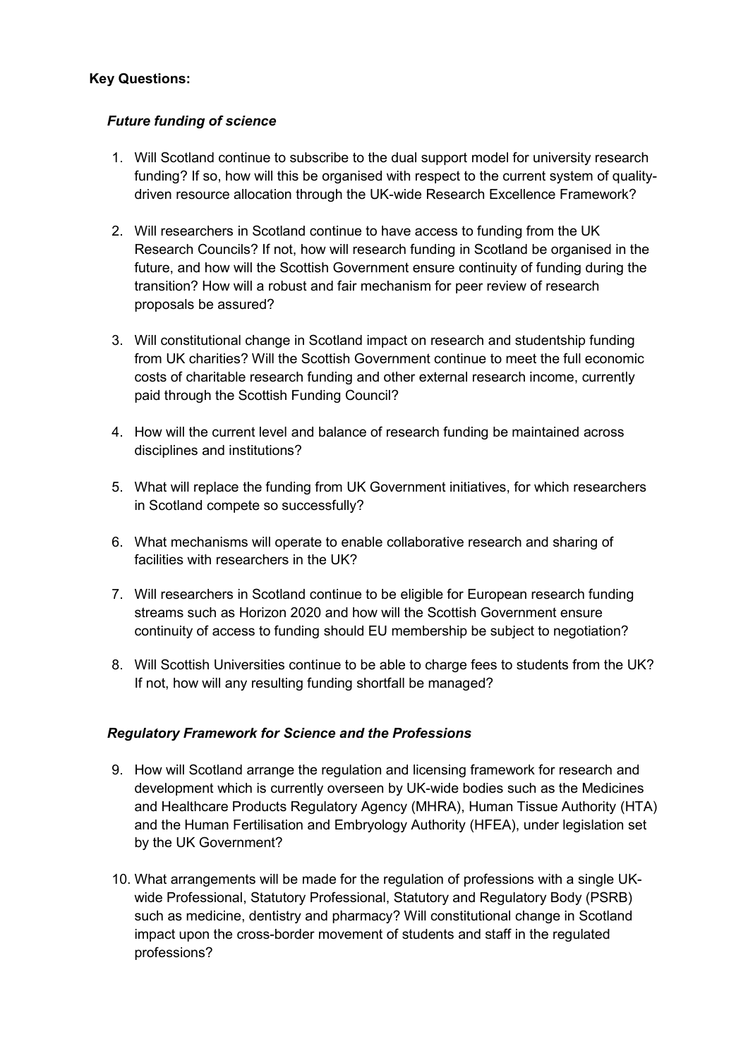**Key Questions:**

***Future funding of science***

1. Will Scotland continue to subscribe to the dual support model for university research funding? If so, how will this be organised with respect to the current system of quality-driven resource allocation through the UK-wide Research Excellence Framework?

2. Will researchers in Scotland continue to have access to funding from the UK Research Councils? If not, how will research funding in Scotland be organised in the future, and how will the Scottish Government ensure continuity of funding during the transition? How will a robust and fair mechanism for peer review of research proposals be assured?

3. Will constitutional change in Scotland impact on research and studentship funding from UK charities? Will the Scottish Government continue to meet the full economic costs of charitable research funding and other external research income, currently paid through the Scottish Funding Council?

4. How will the current level and balance of research funding be maintained across disciplines and institutions?

5. What will replace the funding from UK Government initiatives, for which researchers in Scotland compete so successfully?

6. What mechanisms will operate to enable collaborative research and sharing of facilities with researchers in the UK?

7. Will researchers in Scotland continue to be eligible for European research funding streams such as Horizon 2020 and how will the Scottish Government ensure continuity of access to funding should EU membership be subject to negotiation?

8. Will Scottish Universities continue to be able to charge fees to students from the UK? If not, how will any resulting funding shortfall be managed?

***Regulatory Framework for Science and the Professions***

9. How will Scotland arrange the regulation and licensing framework for research and development which is currently overseen by UK-wide bodies such as the Medicines and Healthcare Products Regulatory Agency (MHRA), Human Tissue Authority (HTA) and the Human Fertilisation and Embryology Authority (HFEA), under legislation set by the UK Government?

10. What arrangements will be made for the regulation of professions with a single UK-wide Professional, Statutory Professional, Statutory and Regulatory Body (PSRB) such as medicine, dentistry and pharmacy? Will constitutional change in Scotland impact upon the cross-border movement of students and staff in the regulated professions?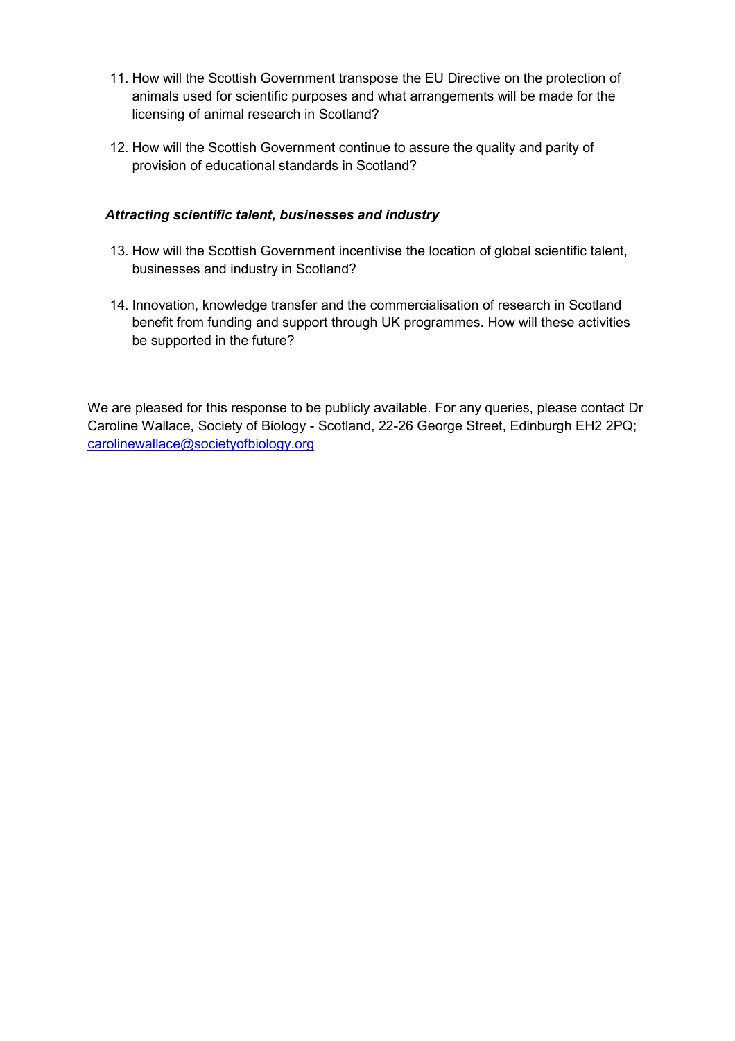11. How will the Scottish Government transpose the EU Directive on the protection of animals used for scientific purposes and what arrangements will be made for the licensing of animal research in Scotland?

12. How will the Scottish Government continue to assure the quality and parity of provision of educational standards in Scotland?

***Attracting scientific talent, businesses and industry***

13. How will the Scottish Government incentivise the location of global scientific talent, businesses and industry in Scotland?

14. Innovation, knowledge transfer and the commercialisation of research in Scotland benefit from funding and support through UK programmes. How will these activities be supported in the future?

We are pleased for this response to be publicly available. For any queries, please contact Dr Caroline Wallace, Society of Biology - Scotland, 22-26 George Street, Edinburgh EH2 2PQ; carolinewallace@societyofbiology.org